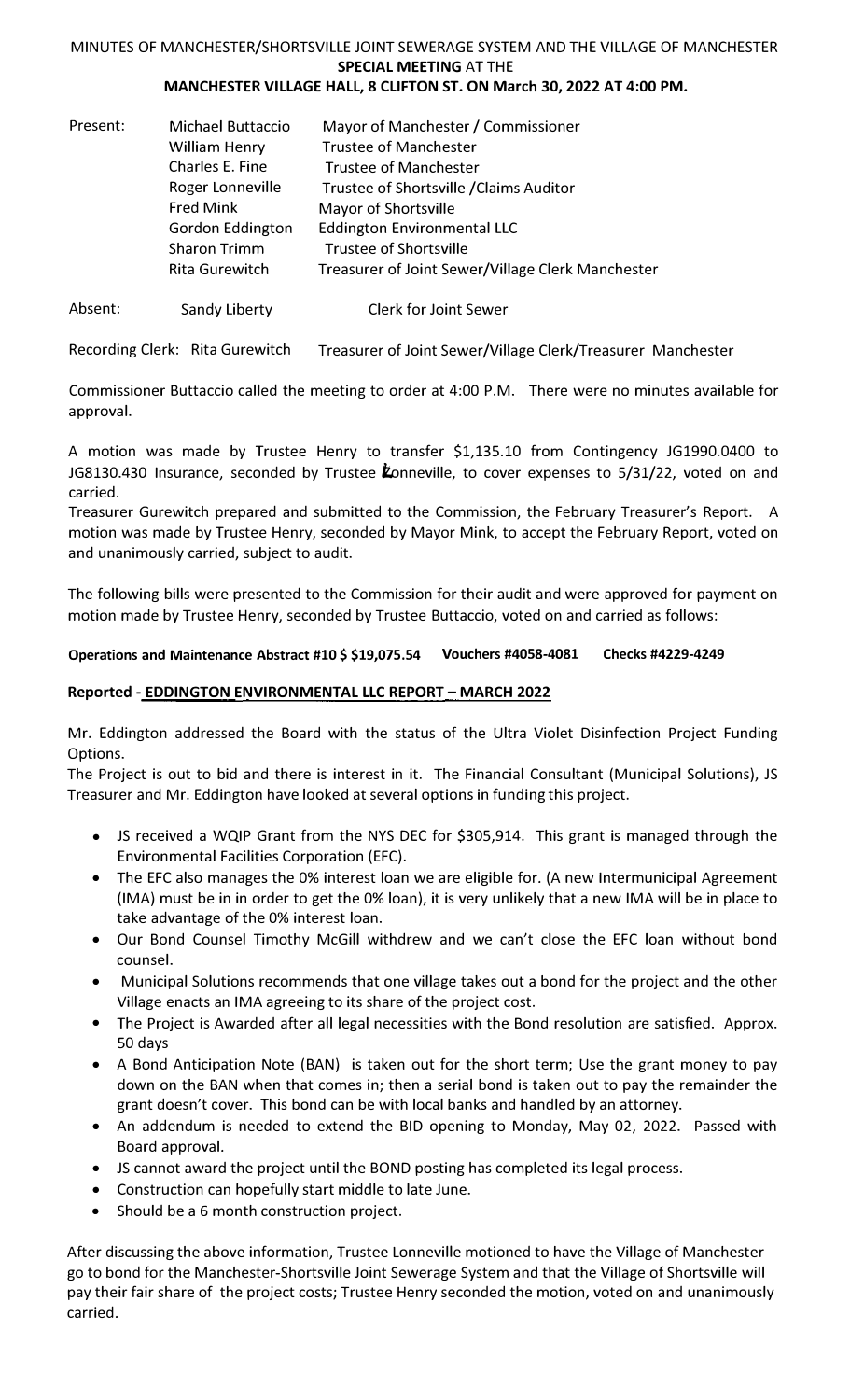MINUTES OF MANCHESTER/SHORTSVILLE JOINT SEWERAGE SYSTEM AND THE VILLAGE OF MANCHESTER
**SPECIAL MEETING** AT THE
**MANCHESTER VILLAGE HALL, 8 CLIFTON ST. ON March 30, 2022 AT 4:00 PM.**

| | | |
|---|---|---|
| Present: | Michael Buttaccio | Mayor of Manchester / Commissioner |
| | William Henry | Trustee of Manchester |
| | Charles E. Fine | Trustee of Manchester |
| | Roger Lonneville | Trustee of Shortsville /Claims Auditor |
| | Fred Mink | Mayor of Shortsville |
| | Gordon Eddington | Eddington Environmental LLC |
| | Sharon Trimm | Trustee of Shortsville |
| | Rita Gurewitch | Treasurer of Joint Sewer/Village Clerk Manchester |
| Absent: | Sandy Liberty | Clerk for Joint Sewer |

Recording Clerk: Rita Gurewitch Treasurer of Joint Sewer/Village Clerk/Treasurer Manchester

Commissioner Buttaccio called the meeting to order at 4:00 P.M. There were no minutes available for approval.

A motion was made by Trustee Henry to transfer $1,135.10 from Contingency JG1990.0400 to JG8130.430 Insurance, seconded by Trustee Lonneville, to cover expenses to 5/31/22, voted on and carried.
Treasurer Gurewitch prepared and submitted to the Commission, the February Treasurer's Report. A motion was made by Trustee Henry, seconded by Mayor Mink, to accept the February Report, voted on and unanimously carried, subject to audit.

The following bills were presented to the Commission for their audit and were approved for payment on motion made by Trustee Henry, seconded by Trustee Buttaccio, voted on and carried as follows:

**Operations and Maintenance Abstract #10 $ $19,075.54 Vouchers #4058-4081 Checks #4229-4249**

**Reported - EDDINGTON ENVIRONMENTAL LLC REPORT – MARCH 2022**

Mr. Eddington addressed the Board with the status of the Ultra Violet Disinfection Project Funding Options.
The Project is out to bid and there is interest in it. The Financial Consultant (Municipal Solutions), JS Treasurer and Mr. Eddington have looked at several options in funding this project.

- JS received a WQIP Grant from the NYS DEC for $305,914. This grant is managed through the Environmental Facilities Corporation (EFC).
- The EFC also manages the 0% interest loan we are eligible for. (A new Intermunicipal Agreement (IMA) must be in in order to get the 0% loan), it is very unlikely that a new IMA will be in place to take advantage of the 0% interest loan.
- Our Bond Counsel Timothy McGill withdrew and we can't close the EFC loan without bond counsel.
- Municipal Solutions recommends that one village takes out a bond for the project and the other Village enacts an IMA agreeing to its share of the project cost.
- The Project is Awarded after all legal necessities with the Bond resolution are satisfied. Approx. 50 days
- A Bond Anticipation Note (BAN) is taken out for the short term; Use the grant money to pay down on the BAN when that comes in; then a serial bond is taken out to pay the remainder the grant doesn't cover. This bond can be with local banks and handled by an attorney.
- An addendum is needed to extend the BID opening to Monday, May 02, 2022. Passed with Board approval.
- JS cannot award the project until the BOND posting has completed its legal process.
- Construction can hopefully start middle to late June.
- Should be a 6 month construction project.

After discussing the above information, Trustee Lonneville motioned to have the Village of Manchester go to bond for the Manchester-Shortsville Joint Sewerage System and that the Village of Shortsville will pay their fair share of the project costs; Trustee Henry seconded the motion, voted on and unanimously carried.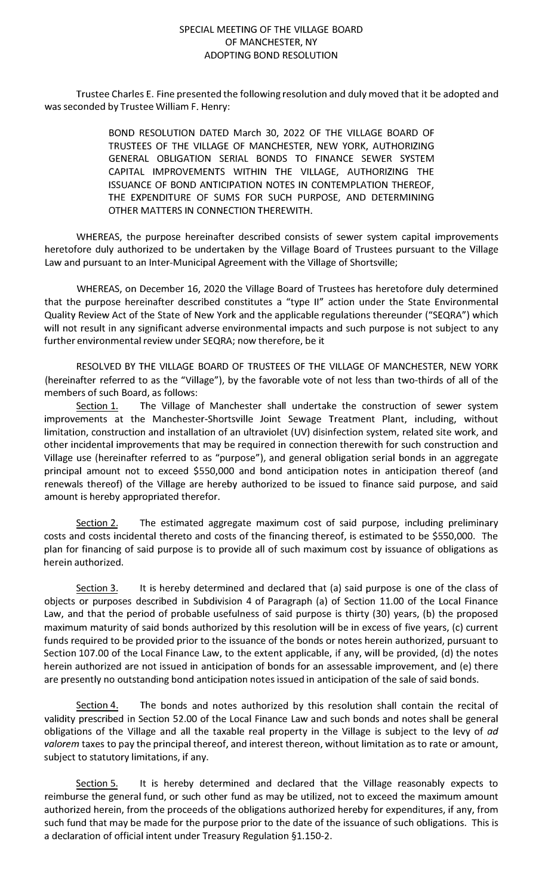SPECIAL MEETING OF THE VILLAGE BOARD
OF MANCHESTER, NY
ADOPTING BOND RESOLUTION

Trustee Charles E. Fine presented the following resolution and duly moved that it be adopted and was seconded by Trustee William F. Henry:

> BOND RESOLUTION DATED March 30, 2022 OF THE VILLAGE BOARD OF TRUSTEES OF THE VILLAGE OF MANCHESTER, NEW YORK, AUTHORIZING GENERAL OBLIGATION SERIAL BONDS TO FINANCE SEWER SYSTEM CAPITAL IMPROVEMENTS WITHIN THE VILLAGE, AUTHORIZING THE ISSUANCE OF BOND ANTICIPATION NOTES IN CONTEMPLATION THEREOF, THE EXPENDITURE OF SUMS FOR SUCH PURPOSE, AND DETERMINING OTHER MATTERS IN CONNECTION THEREWITH.

WHEREAS, the purpose hereinafter described consists of sewer system capital improvements heretofore duly authorized to be undertaken by the Village Board of Trustees pursuant to the Village Law and pursuant to an Inter-Municipal Agreement with the Village of Shortsville;

WHEREAS, on December 16, 2020 the Village Board of Trustees has heretofore duly determined that the purpose hereinafter described constitutes a "type II" action under the State Environmental Quality Review Act of the State of New York and the applicable regulations thereunder ("SEQRA") which will not result in any significant adverse environmental impacts and such purpose is not subject to any further environmental review under SEQRA; now therefore, be it

RESOLVED BY THE VILLAGE BOARD OF TRUSTEES OF THE VILLAGE OF MANCHESTER, NEW YORK (hereinafter referred to as the "Village"), by the favorable vote of not less than two-thirds of all of the members of such Board, as follows:

Section 1. The Village of Manchester shall undertake the construction of sewer system improvements at the Manchester-Shortsville Joint Sewage Treatment Plant, including, without limitation, construction and installation of an ultraviolet (UV) disinfection system, related site work, and other incidental improvements that may be required in connection therewith for such construction and Village use (hereinafter referred to as "purpose"), and general obligation serial bonds in an aggregate principal amount not to exceed $550,000 and bond anticipation notes in anticipation thereof (and renewals thereof) of the Village are hereby authorized to be issued to finance said purpose, and said amount is hereby appropriated therefor.

Section 2. The estimated aggregate maximum cost of said purpose, including preliminary costs and costs incidental thereto and costs of the financing thereof, is estimated to be $550,000. The plan for financing of said purpose is to provide all of such maximum cost by issuance of obligations as herein authorized.

Section 3. It is hereby determined and declared that (a) said purpose is one of the class of objects or purposes described in Subdivision 4 of Paragraph (a) of Section 11.00 of the Local Finance Law, and that the period of probable usefulness of said purpose is thirty (30) years, (b) the proposed maximum maturity of said bonds authorized by this resolution will be in excess of five years, (c) current funds required to be provided prior to the issuance of the bonds or notes herein authorized, pursuant to Section 107.00 of the Local Finance Law, to the extent applicable, if any, will be provided, (d) the notes herein authorized are not issued in anticipation of bonds for an assessable improvement, and (e) there are presently no outstanding bond anticipation notes issued in anticipation of the sale of said bonds.

Section 4. The bonds and notes authorized by this resolution shall contain the recital of validity prescribed in Section 52.00 of the Local Finance Law and such bonds and notes shall be general obligations of the Village and all the taxable real property in the Village is subject to the levy of *ad valorem* taxes to pay the principal thereof, and interest thereon, without limitation as to rate or amount, subject to statutory limitations, if any.

Section 5. It is hereby determined and declared that the Village reasonably expects to reimburse the general fund, or such other fund as may be utilized, not to exceed the maximum amount authorized herein, from the proceeds of the obligations authorized hereby for expenditures, if any, from such fund that may be made for the purpose prior to the date of the issuance of such obligations. This is a declaration of official intent under Treasury Regulation §1.150-2.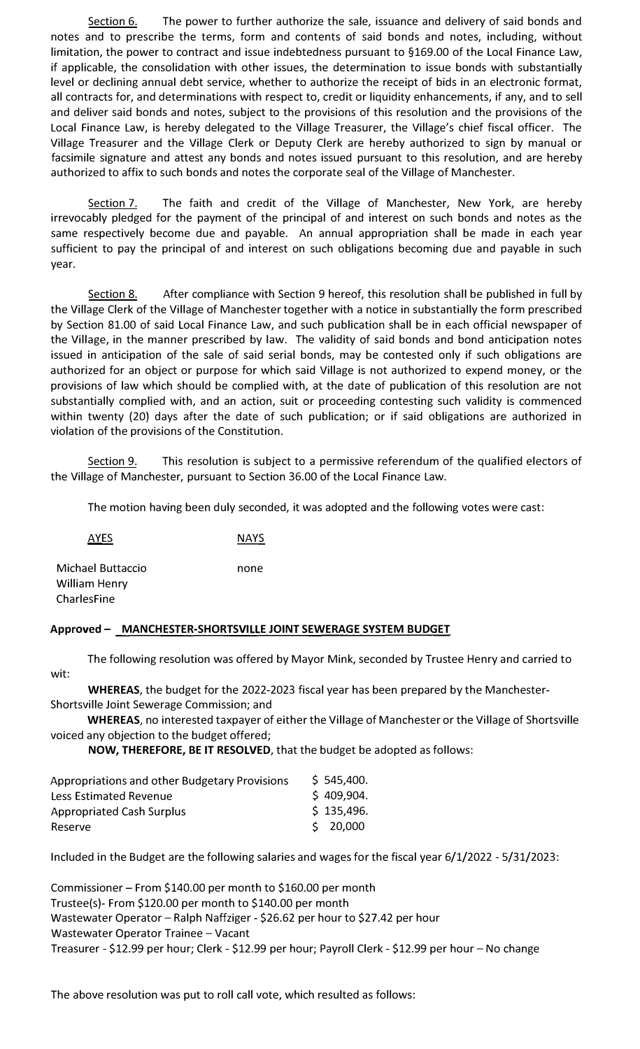<u>Section 6.</u> The power to further authorize the sale, issuance and delivery of said bonds and notes and to prescribe the terms, form and contents of said bonds and notes, including, without limitation, the power to contract and issue indebtedness pursuant to §169.00 of the Local Finance Law, if applicable, the consolidation with other issues, the determination to issue bonds with substantially level or declining annual debt service, whether to authorize the receipt of bids in an electronic format, all contracts for, and determinations with respect to, credit or liquidity enhancements, if any, and to sell and deliver said bonds and notes, subject to the provisions of this resolution and the provisions of the Local Finance Law, is hereby delegated to the Village Treasurer, the Village's chief fiscal officer. The Village Treasurer and the Village Clerk or Deputy Clerk are hereby authorized to sign by manual or facsimile signature and attest any bonds and notes issued pursuant to this resolution, and are hereby authorized to affix to such bonds and notes the corporate seal of the Village of Manchester.

<u>Section 7.</u> The faith and credit of the Village of Manchester, New York, are hereby irrevocably pledged for the payment of the principal of and interest on such bonds and notes as the same respectively become due and payable. An annual appropriation shall be made in each year sufficient to pay the principal of and interest on such obligations becoming due and payable in such year.

<u>Section 8.</u> After compliance with Section 9 hereof, this resolution shall be published in full by the Village Clerk of the Village of Manchester together with a notice in substantially the form prescribed by Section 81.00 of said Local Finance Law, and such publication shall be in each official newspaper of the Village, in the manner prescribed by law. The validity of said bonds and bond anticipation notes issued in anticipation of the sale of said serial bonds, may be contested only if such obligations are authorized for an object or purpose for which said Village is not authorized to expend money, or the provisions of law which should be complied with, at the date of publication of this resolution are not substantially complied with, and an action, suit or proceeding contesting such validity is commenced within twenty (20) days after the date of such publication; or if said obligations are authorized in violation of the provisions of the Constitution.

<u>Section 9.</u> This resolution is subject to a permissive referendum of the qualified electors of the Village of Manchester, pursuant to Section 36.00 of the Local Finance Law.

The motion having been duly seconded, it was adopted and the following votes were cast:

| <u>AYES</u> | <u>NAYS</u> |
|---|---|
| Michael Buttaccio<br>William Henry<br>CharlesFine | none |

**Approved – <u>MANCHESTER-SHORTSVILLE JOINT SEWERAGE SYSTEM BUDGET</u>**

The following resolution was offered by Mayor Mink, seconded by Trustee Henry and carried to wit:

**WHEREAS**, the budget for the 2022-2023 fiscal year has been prepared by the Manchester-Shortsville Joint Sewerage Commission; and

**WHEREAS**, no interested taxpayer of either the Village of Manchester or the Village of Shortsville voiced any objection to the budget offered;

**NOW, THEREFORE, BE IT RESOLVED**, that the budget be adopted as follows:

| | |
|---|---|
| Appropriations and other Budgetary Provisions | $ 545,400. |
| Less Estimated Revenue | $ 409,904. |
| Appropriated Cash Surplus | $ 135,496. |
| Reserve | $ 20,000 |

Included in the Budget are the following salaries and wages for the fiscal year 6/1/2022 - 5/31/2023:

Commissioner – From $140.00 per month to $160.00 per month
Trustee(s)- From $120.00 per month to $140.00 per month
Wastewater Operator – Ralph Naffziger - $26.62 per hour to $27.42 per hour
Wastewater Operator Trainee – Vacant
Treasurer - $12.99 per hour; Clerk - $12.99 per hour; Payroll Clerk - $12.99 per hour – No change

The above resolution was put to roll call vote, which resulted as follows: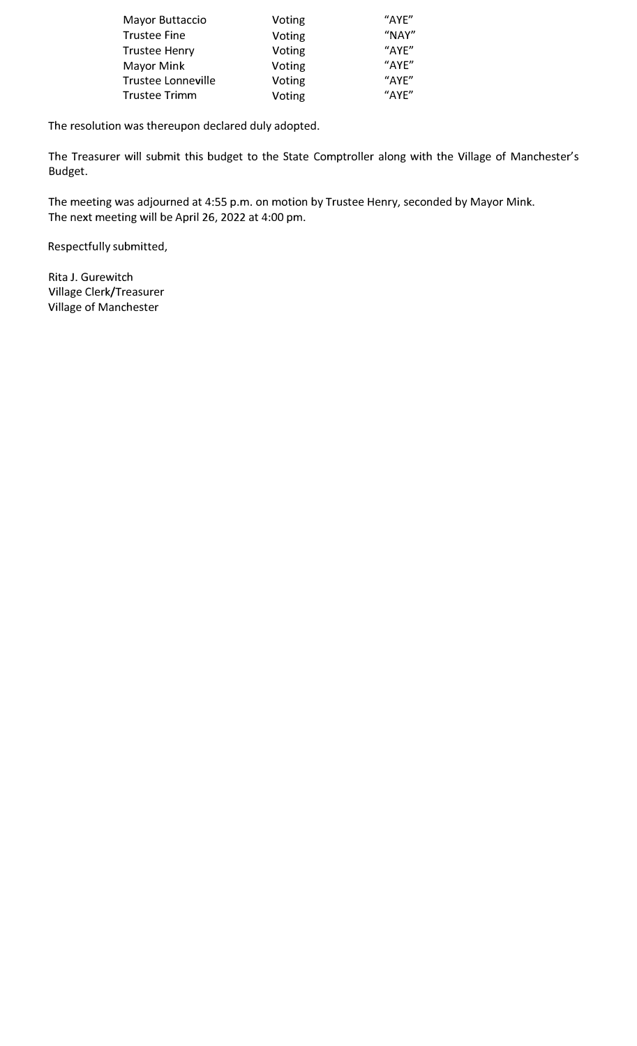| | | |
|---|---|---|
| Mayor Buttaccio | Voting | "AYE" |
| Trustee Fine | Voting | "NAY" |
| Trustee Henry | Voting | "AYE" |
| Mayor Mink | Voting | "AYE" |
| Trustee Lonneville | Voting | "AYE" |
| Trustee Trimm | Voting | "AYE" |

The resolution was thereupon declared duly adopted.

The Treasurer will submit this budget to the State Comptroller along with the Village of Manchester's Budget.

The meeting was adjourned at 4:55 p.m. on motion by Trustee Henry, seconded by Mayor Mink.
The next meeting will be April 26, 2022 at 4:00 pm.

Respectfully submitted,

Rita J. Gurewitch
Village Clerk/Treasurer
Village of Manchester